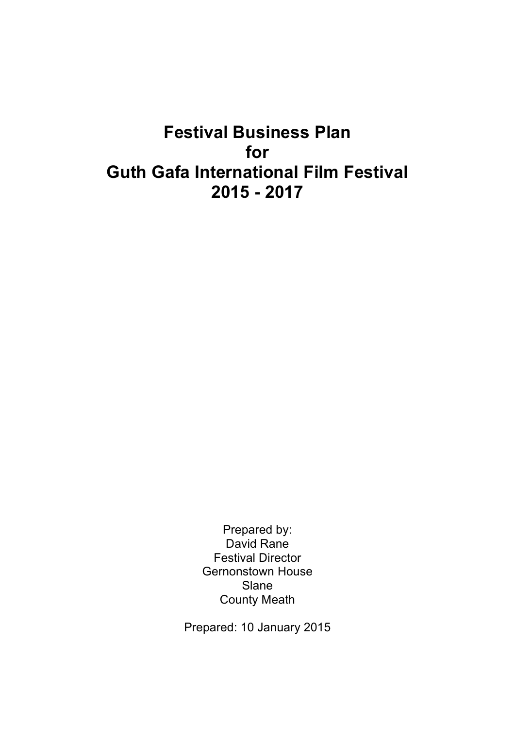# Festival Business Plan
# for
# Guth Gafa International Film Festival
# 2015 - 2017

Prepared by:
David Rane
Festival Director
Gernonstown House
Slane
County Meath

Prepared: 10 January 2015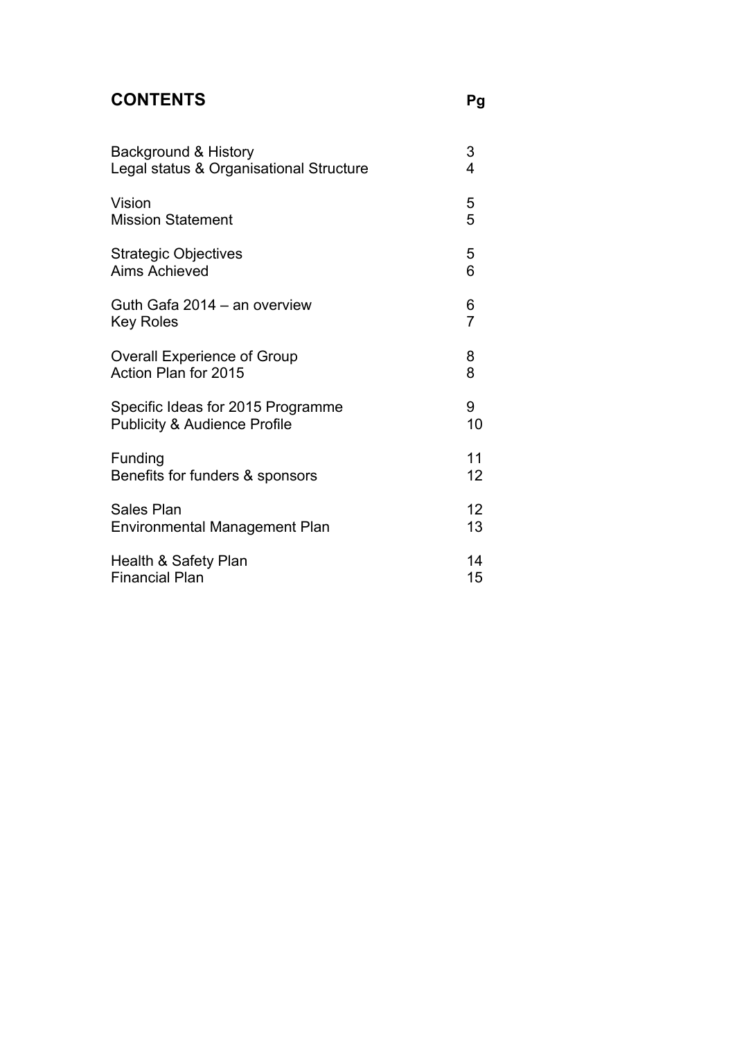# CONTENTS

| | Pg |
|---|---|
| Background & History | 3 |
| Legal status & Organisational Structure | 4 |
| Vision | 5 |
| Mission Statement | 5 |
| Strategic Objectives | 5 |
| Aims Achieved | 6 |
| Guth Gafa 2014 – an overview | 6 |
| Key Roles | 7 |
| Overall Experience of Group | 8 |
| Action Plan for 2015 | 8 |
| Specific Ideas for 2015 Programme | 9 |
| Publicity & Audience Profile | 10 |
| Funding | 11 |
| Benefits for funders & sponsors | 12 |
| Sales Plan | 12 |
| Environmental Management Plan | 13 |
| Health & Safety Plan | 14 |
| Financial Plan | 15 |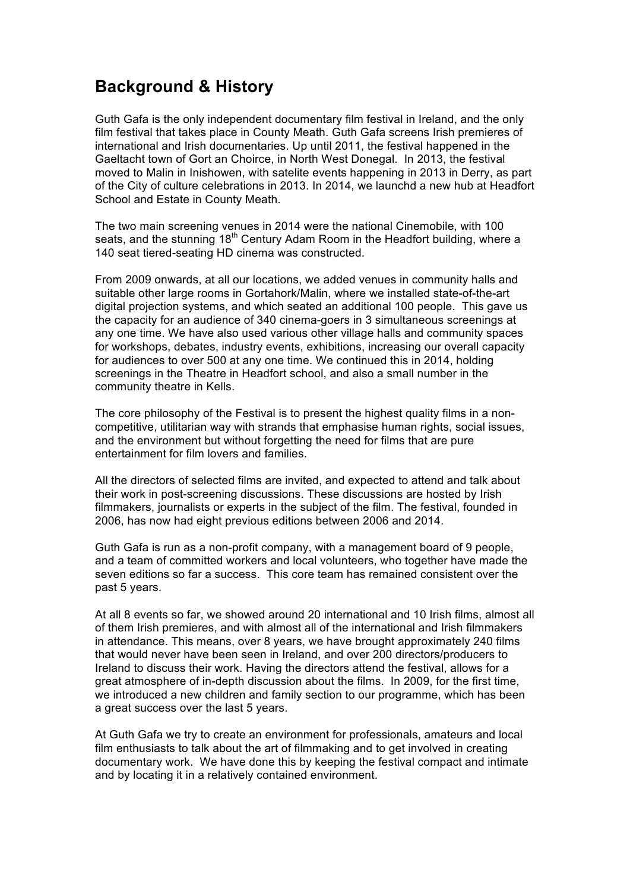## Background & History

Guth Gafa is the only independent documentary film festival in Ireland, and the only film festival that takes place in County Meath. Guth Gafa screens Irish premieres of international and Irish documentaries. Up until 2011, the festival happened in the Gaeltacht town of Gort an Choirce, in North West Donegal. In 2013, the festival moved to Malin in Inishowen, with satelite events happening in 2013 in Derry, as part of the City of culture celebrations in 2013. In 2014, we launchd a new hub at Headfort School and Estate in County Meath.

The two main screening venues in 2014 were the national Cinemobile, with 100 seats, and the stunning 18th Century Adam Room in the Headfort building, where a 140 seat tiered-seating HD cinema was constructed.

From 2009 onwards, at all our locations, we added venues in community halls and suitable other large rooms in Gortahork/Malin, where we installed state-of-the-art digital projection systems, and which seated an additional 100 people. This gave us the capacity for an audience of 340 cinema-goers in 3 simultaneous screenings at any one time. We have also used various other village halls and community spaces for workshops, debates, industry events, exhibitions, increasing our overall capacity for audiences to over 500 at any one time. We continued this in 2014, holding screenings in the Theatre in Headfort school, and also a small number in the community theatre in Kells.

The core philosophy of the Festival is to present the highest quality films in a non-competitive, utilitarian way with strands that emphasise human rights, social issues, and the environment but without forgetting the need for films that are pure entertainment for film lovers and families.

All the directors of selected films are invited, and expected to attend and talk about their work in post-screening discussions. These discussions are hosted by Irish filmmakers, journalists or experts in the subject of the film. The festival, founded in 2006, has now had eight previous editions between 2006 and 2014.

Guth Gafa is run as a non-profit company, with a management board of 9 people, and a team of committed workers and local volunteers, who together have made the seven editions so far a success. This core team has remained consistent over the past 5 years.

At all 8 events so far, we showed around 20 international and 10 Irish films, almost all of them Irish premieres, and with almost all of the international and Irish filmmakers in attendance. This means, over 8 years, we have brought approximately 240 films that would never have been seen in Ireland, and over 200 directors/producers to Ireland to discuss their work. Having the directors attend the festival, allows for a great atmosphere of in-depth discussion about the films. In 2009, for the first time, we introduced a new children and family section to our programme, which has been a great success over the last 5 years.

At Guth Gafa we try to create an environment for professionals, amateurs and local film enthusiasts to talk about the art of filmmaking and to get involved in creating documentary work. We have done this by keeping the festival compact and intimate and by locating it in a relatively contained environment.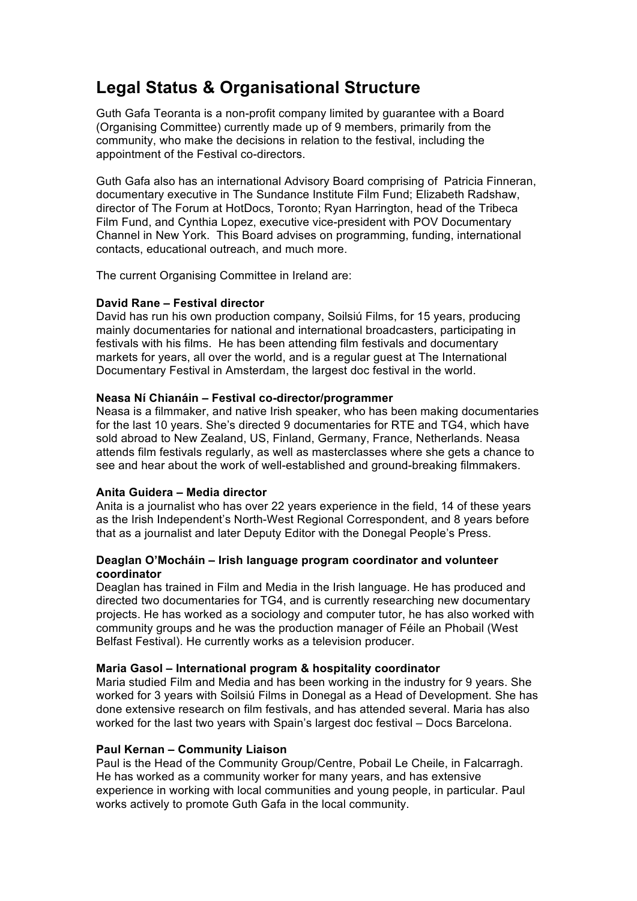# Legal Status & Organisational Structure

Guth Gafa Teoranta is a non-profit company limited by guarantee with a Board (Organising Committee) currently made up of 9 members, primarily from the community, who make the decisions in relation to the festival, including the appointment of the Festival co-directors.

Guth Gafa also has an international Advisory Board comprising of Patricia Finneran, documentary executive in The Sundance Institute Film Fund; Elizabeth Radshaw, director of The Forum at HotDocs, Toronto; Ryan Harrington, head of the Tribeca Film Fund, and Cynthia Lopez, executive vice-president with POV Documentary Channel in New York. This Board advises on programming, funding, international contacts, educational outreach, and much more.

The current Organising Committee in Ireland are:

**David Rane – Festival director**
David has run his own production company, Soilsiú Films, for 15 years, producing mainly documentaries for national and international broadcasters, participating in festivals with his films. He has been attending film festivals and documentary markets for years, all over the world, and is a regular guest at The International Documentary Festival in Amsterdam, the largest doc festival in the world.

**Neasa Ní Chianáin – Festival co-director/programmer**
Neasa is a filmmaker, and native Irish speaker, who has been making documentaries for the last 10 years. She's directed 9 documentaries for RTE and TG4, which have sold abroad to New Zealand, US, Finland, Germany, France, Netherlands. Neasa attends film festivals regularly, as well as masterclasses where she gets a chance to see and hear about the work of well-established and ground-breaking filmmakers.

**Anita Guidera – Media director**
Anita is a journalist who has over 22 years experience in the field, 14 of these years as the Irish Independent's North-West Regional Correspondent, and 8 years before that as a journalist and later Deputy Editor with the Donegal People's Press.

**Deaglan O'Mocháin – Irish language program coordinator and volunteer coordinator**
Deaglan has trained in Film and Media in the Irish language. He has produced and directed two documentaries for TG4, and is currently researching new documentary projects. He has worked as a sociology and computer tutor, he has also worked with community groups and he was the production manager of Féile an Phobail (West Belfast Festival). He currently works as a television producer.

**Maria Gasol – International program & hospitality coordinator**
Maria studied Film and Media and has been working in the industry for 9 years. She worked for 3 years with Soilsiú Films in Donegal as a Head of Development. She has done extensive research on film festivals, and has attended several. Maria has also worked for the last two years with Spain's largest doc festival – Docs Barcelona.

**Paul Kernan – Community Liaison**
Paul is the Head of the Community Group/Centre, Pobail Le Cheile, in Falcarragh. He has worked as a community worker for many years, and has extensive experience in working with local communities and young people, in particular. Paul works actively to promote Guth Gafa in the local community.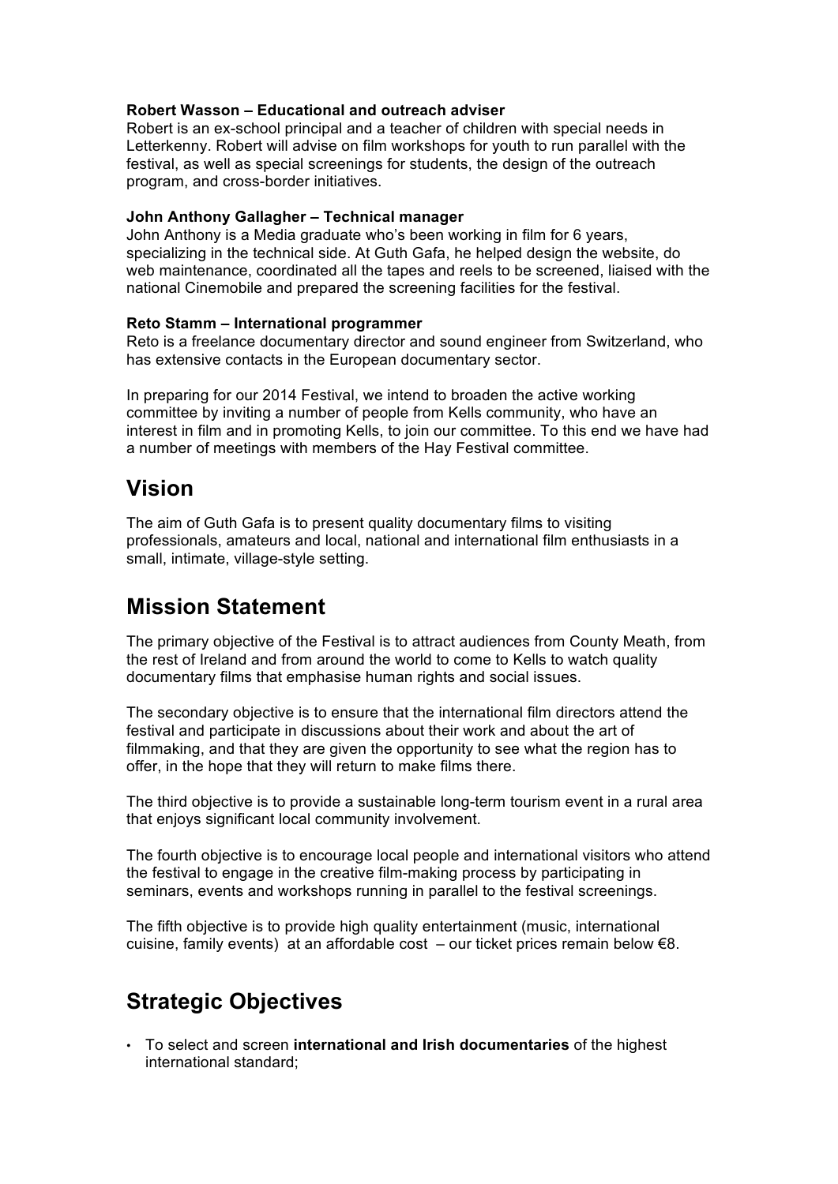**Robert Wasson – Educational and outreach adviser**
Robert is an ex-school principal and a teacher of children with special needs in Letterkenny. Robert will advise on film workshops for youth to run parallel with the festival, as well as special screenings for students, the design of the outreach program, and cross-border initiatives.

**John Anthony Gallagher – Technical manager**
John Anthony is a Media graduate who's been working in film for 6 years, specializing in the technical side. At Guth Gafa, he helped design the website, do web maintenance, coordinated all the tapes and reels to be screened, liaised with the national Cinemobile and prepared the screening facilities for the festival.

**Reto Stamm – International programmer**
Reto is a freelance documentary director and sound engineer from Switzerland, who has extensive contacts in the European documentary sector.

In preparing for our 2014 Festival, we intend to broaden the active working committee by inviting a number of people from Kells community, who have an interest in film and in promoting Kells, to join our committee. To this end we have had a number of meetings with members of the Hay Festival committee.

## Vision

The aim of Guth Gafa is to present quality documentary films to visiting professionals, amateurs and local, national and international film enthusiasts in a small, intimate, village-style setting.

## Mission Statement

The primary objective of the Festival is to attract audiences from County Meath, from the rest of Ireland and from around the world to come to Kells to watch quality documentary films that emphasise human rights and social issues.

The secondary objective is to ensure that the international film directors attend the festival and participate in discussions about their work and about the art of filmmaking, and that they are given the opportunity to see what the region has to offer, in the hope that they will return to make films there.

The third objective is to provide a sustainable long-term tourism event in a rural area that enjoys significant local community involvement.

The fourth objective is to encourage local people and international visitors who attend the festival to engage in the creative film-making process by participating in seminars, events and workshops running in parallel to the festival screenings.

The fifth objective is to provide high quality entertainment (music, international cuisine, family events) at an affordable cost – our ticket prices remain below €8.

## Strategic Objectives

- To select and screen **international and Irish documentaries** of the highest international standard;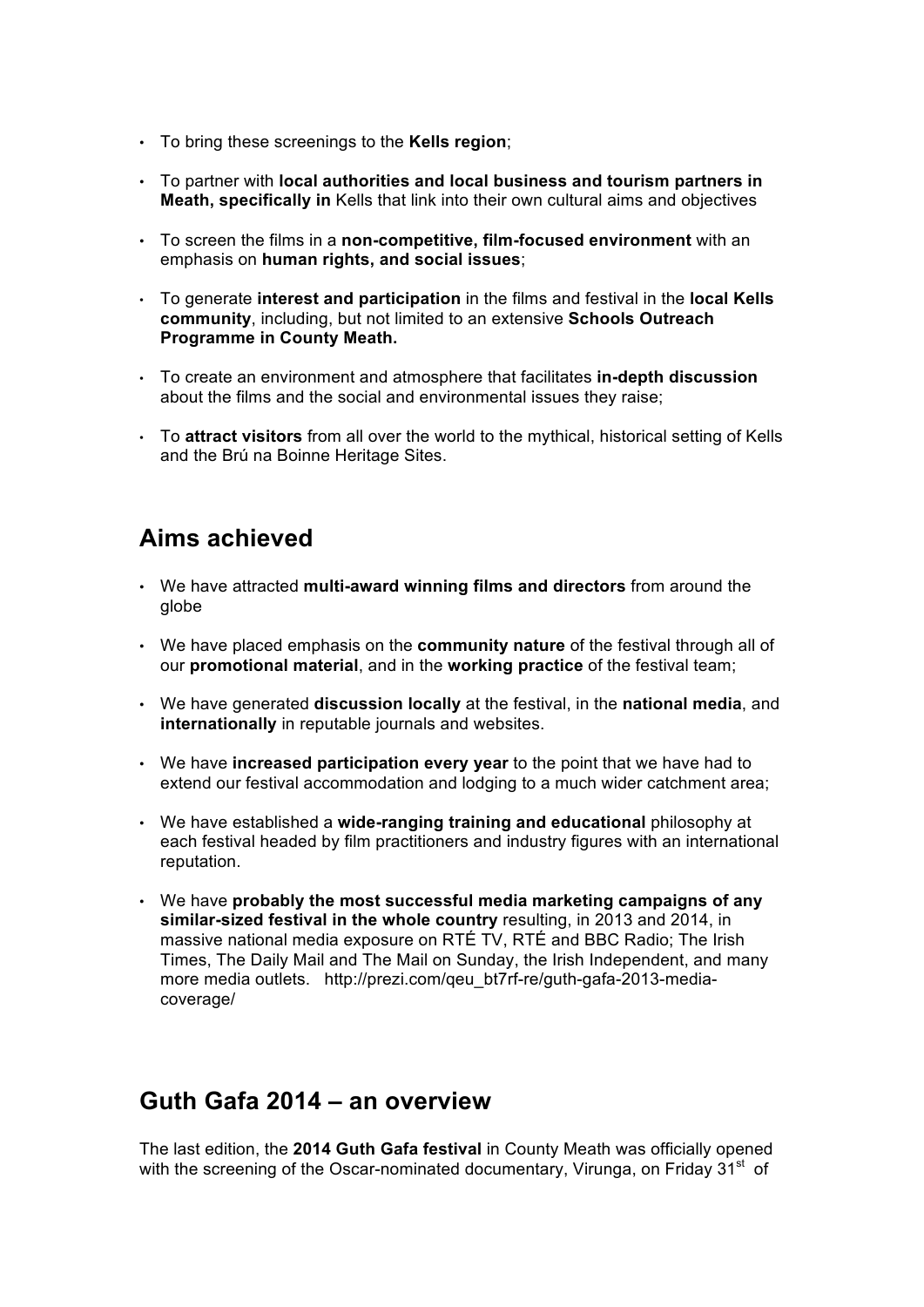- To bring these screenings to the **Kells region**;
- To partner with **local authorities and local business and tourism partners in Meath, specifically in** Kells that link into their own cultural aims and objectives
- To screen the films in a **non-competitive, film-focused environment** with an emphasis on **human rights, and social issues**;
- To generate **interest and participation** in the films and festival in the **local Kells community**, including, but not limited to an extensive **Schools Outreach Programme in County Meath.**
- To create an environment and atmosphere that facilitates **in-depth discussion** about the films and the social and environmental issues they raise;
- To **attract visitors** from all over the world to the mythical, historical setting of Kells and the Brú na Boinne Heritage Sites.

## Aims achieved

- We have attracted **multi-award winning films and directors** from around the globe
- We have placed emphasis on the **community nature** of the festival through all of our **promotional material**, and in the **working practice** of the festival team;
- We have generated **discussion locally** at the festival, in the **national media**, and **internationally** in reputable journals and websites.
- We have **increased participation every year** to the point that we have had to extend our festival accommodation and lodging to a much wider catchment area;
- We have established a **wide-ranging training and educational** philosophy at each festival headed by film practitioners and industry figures with an international reputation.
- We have **probably the most successful media marketing campaigns of any similar-sized festival in the whole country** resulting, in 2013 and 2014, in massive national media exposure on RTÉ TV, RTÉ and BBC Radio; The Irish Times, The Daily Mail and The Mail on Sunday, the Irish Independent, and many more media outlets. http://prezi.com/qeu_bt7rf-re/guth-gafa-2013-media-coverage/

## Guth Gafa 2014 – an overview

The last edition, the **2014 Guth Gafa festival** in County Meath was officially opened with the screening of the Oscar-nominated documentary, Virunga, on Friday 31st of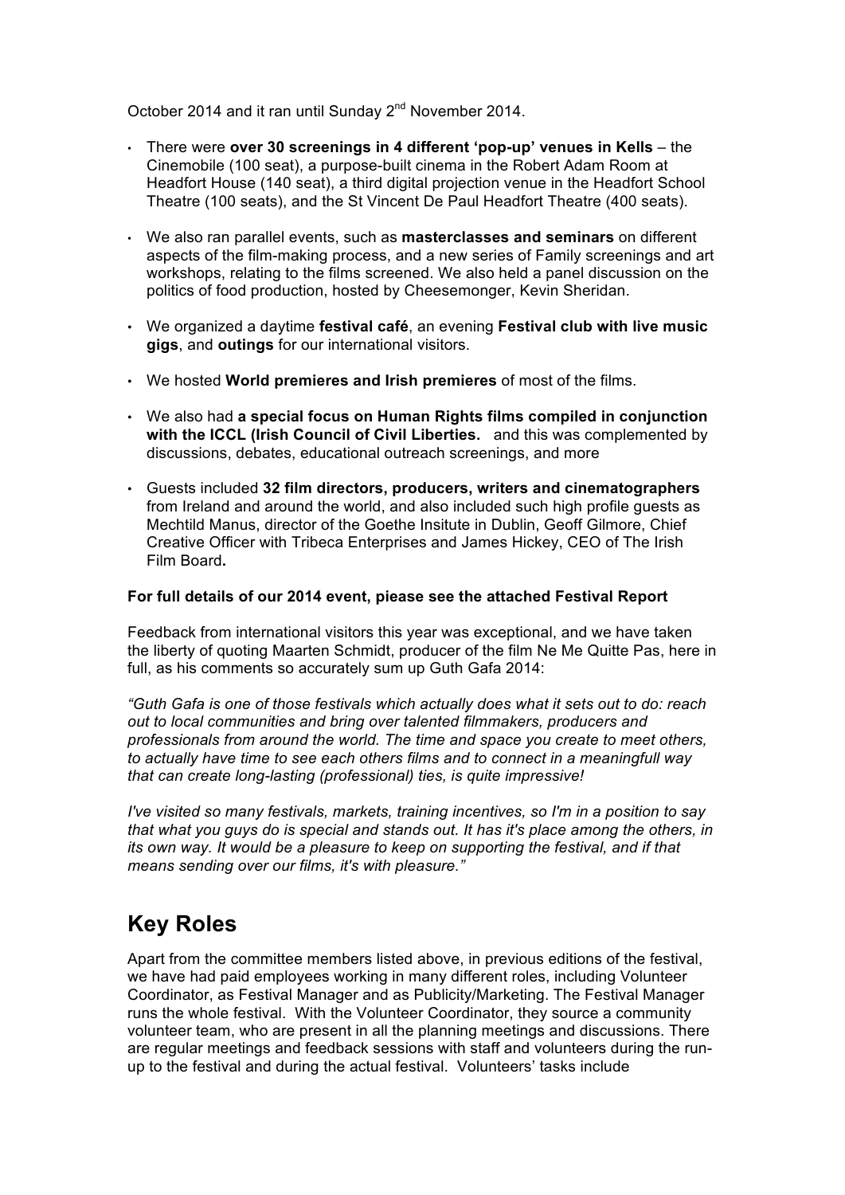October 2014 and it ran until Sunday 2nd November 2014.

- There were **over 30 screenings in 4 different 'pop-up' venues in Kells** – the Cinemobile (100 seat), a purpose-built cinema in the Robert Adam Room at Headfort House (140 seat), a third digital projection venue in the Headfort School Theatre (100 seats), and the St Vincent De Paul Headfort Theatre (400 seats).

- We also ran parallel events, such as **masterclasses and seminars** on different aspects of the film-making process, and a new series of Family screenings and art workshops, relating to the films screened. We also held a panel discussion on the politics of food production, hosted by Cheesemonger, Kevin Sheridan.

- We organized a daytime **festival café**, an evening **Festival club with live music gigs**, and **outings** for our international visitors.

- We hosted **World premieres and Irish premieres** of most of the films.

- We also had **a special focus on Human Rights films compiled in conjunction with the ICCL (Irish Council of Civil Liberties.** and this was complemented by discussions, debates, educational outreach screenings, and more

- Guests included **32 film directors, producers, writers and cinematographers** from Ireland and around the world, and also included such high profile guests as Mechtild Manus, director of the Goethe Insitute in Dublin, Geoff Gilmore, Chief Creative Officer with Tribeca Enterprises and James Hickey, CEO of The Irish Film Board**.**

**For full details of our 2014 event, please see the attached Festival Report**

Feedback from international visitors this year was exceptional, and we have taken the liberty of quoting Maarten Schmidt, producer of the film Ne Me Quitte Pas, here in full, as his comments so accurately sum up Guth Gafa 2014:

*"Guth Gafa is one of those festivals which actually does what it sets out to do: reach out to local communities and bring over talented filmmakers, producers and professionals from around the world. The time and space you create to meet others, to actually have time to see each others films and to connect in a meaningfull way that can create long-lasting (professional) ties, is quite impressive!*

*I've visited so many festivals, markets, training incentives, so I'm in a position to say that what you guys do is special and stands out. It has it's place among the others, in its own way. It would be a pleasure to keep on supporting the festival, and if that means sending over our films, it's with pleasure."*

## Key Roles

Apart from the committee members listed above, in previous editions of the festival, we have had paid employees working in many different roles, including Volunteer Coordinator, as Festival Manager and as Publicity/Marketing. The Festival Manager runs the whole festival. With the Volunteer Coordinator, they source a community volunteer team, who are present in all the planning meetings and discussions. There are regular meetings and feedback sessions with staff and volunteers during the run-up to the festival and during the actual festival. Volunteers' tasks include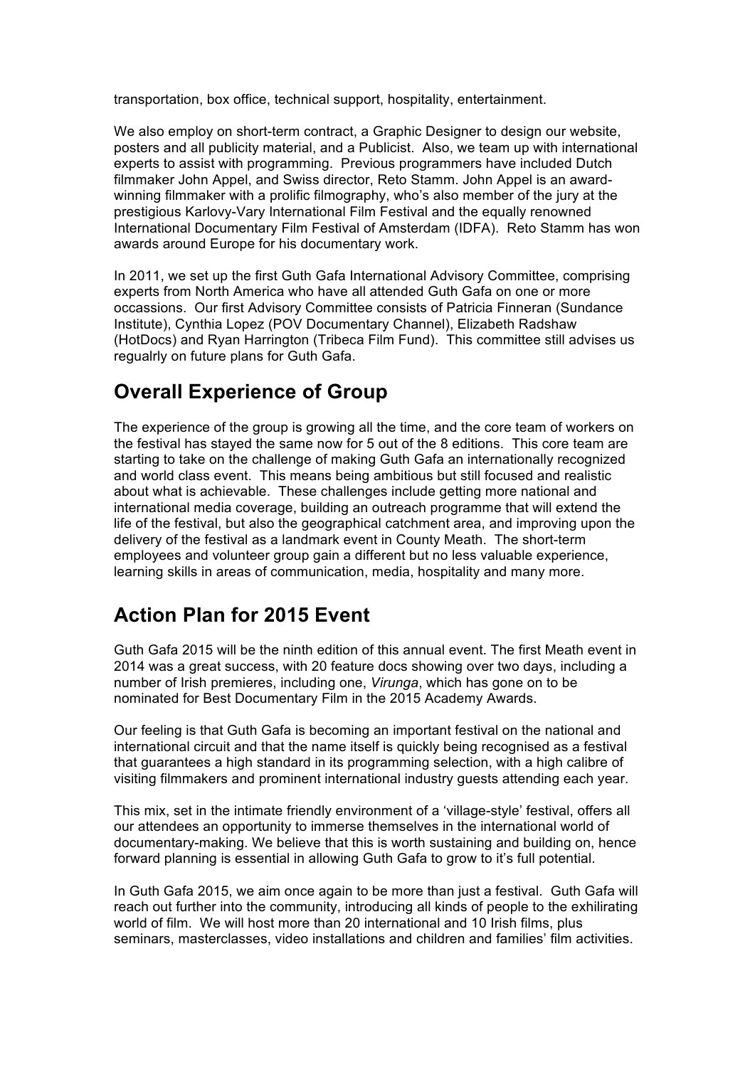transportation, box office, technical support, hospitality, entertainment.

We also employ on short-term contract, a Graphic Designer to design our website, posters and all publicity material, and a Publicist. Also, we team up with international experts to assist with programming. Previous programmers have included Dutch filmmaker John Appel, and Swiss director, Reto Stamm. John Appel is an award-winning filmmaker with a prolific filmography, who's also member of the jury at the prestigious Karlovy-Vary International Film Festival and the equally renowned International Documentary Film Festival of Amsterdam (IDFA). Reto Stamm has won awards around Europe for his documentary work.

In 2011, we set up the first Guth Gafa International Advisory Committee, comprising experts from North America who have all attended Guth Gafa on one or more occassions. Our first Advisory Committee consists of Patricia Finneran (Sundance Institute), Cynthia Lopez (POV Documentary Channel), Elizabeth Radshaw (HotDocs) and Ryan Harrington (Tribeca Film Fund). This committee still advises us regualrly on future plans for Guth Gafa.

## Overall Experience of Group

The experience of the group is growing all the time, and the core team of workers on the festival has stayed the same now for 5 out of the 8 editions. This core team are starting to take on the challenge of making Guth Gafa an internationally recognized and world class event. This means being ambitious but still focused and realistic about what is achievable. These challenges include getting more national and international media coverage, building an outreach programme that will extend the life of the festival, but also the geographical catchment area, and improving upon the delivery of the festival as a landmark event in County Meath. The short-term employees and volunteer group gain a different but no less valuable experience, learning skills in areas of communication, media, hospitality and many more.

## Action Plan for 2015 Event

Guth Gafa 2015 will be the ninth edition of this annual event. The first Meath event in 2014 was a great success, with 20 feature docs showing over two days, including a number of Irish premieres, including one, *Virunga*, which has gone on to be nominated for Best Documentary Film in the 2015 Academy Awards.

Our feeling is that Guth Gafa is becoming an important festival on the national and international circuit and that the name itself is quickly being recognised as a festival that guarantees a high standard in its programming selection, with a high calibre of visiting filmmakers and prominent international industry guests attending each year.

This mix, set in the intimate friendly environment of a 'village-style' festival, offers all our attendees an opportunity to immerse themselves in the international world of documentary-making. We believe that this is worth sustaining and building on, hence forward planning is essential in allowing Guth Gafa to grow to it's full potential.

In Guth Gafa 2015, we aim once again to be more than just a festival. Guth Gafa will reach out further into the community, introducing all kinds of people to the exhilirating world of film. We will host more than 20 international and 10 Irish films, plus seminars, masterclasses, video installations and children and families' film activities.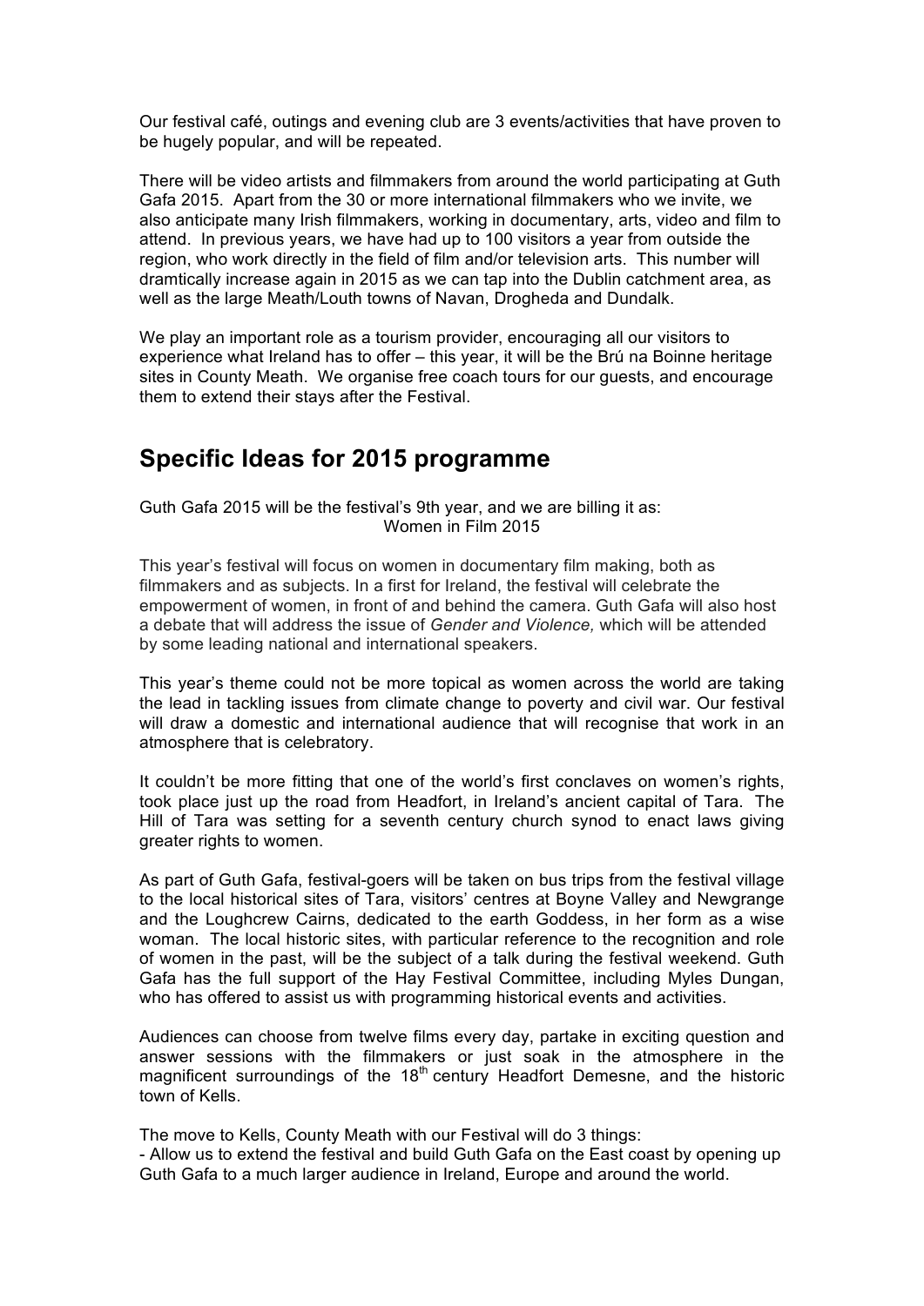Our festival café, outings and evening club are 3 events/activities that have proven to be hugely popular, and will be repeated.

There will be video artists and filmmakers from around the world participating at Guth Gafa 2015. Apart from the 30 or more international filmmakers who we invite, we also anticipate many Irish filmmakers, working in documentary, arts, video and film to attend. In previous years, we have had up to 100 visitors a year from outside the region, who work directly in the field of film and/or television arts. This number will dramtically increase again in 2015 as we can tap into the Dublin catchment area, as well as the large Meath/Louth towns of Navan, Drogheda and Dundalk.

We play an important role as a tourism provider, encouraging all our visitors to experience what Ireland has to offer – this year, it will be the Brú na Boinne heritage sites in County Meath. We organise free coach tours for our guests, and encourage them to extend their stays after the Festival.

## Specific Ideas for 2015 programme

Guth Gafa 2015 will be the festival's 9th year, and we are billing it as:
Women in Film 2015

This year's festival will focus on women in documentary film making, both as filmmakers and as subjects. In a first for Ireland, the festival will celebrate the empowerment of women, in front of and behind the camera. Guth Gafa will also host a debate that will address the issue of *Gender and Violence,* which will be attended by some leading national and international speakers.

This year's theme could not be more topical as women across the world are taking the lead in tackling issues from climate change to poverty and civil war. Our festival will draw a domestic and international audience that will recognise that work in an atmosphere that is celebratory.

It couldn't be more fitting that one of the world's first conclaves on women's rights, took place just up the road from Headfort, in Ireland's ancient capital of Tara. The Hill of Tara was setting for a seventh century church synod to enact laws giving greater rights to women.

As part of Guth Gafa, festival-goers will be taken on bus trips from the festival village to the local historical sites of Tara, visitors' centres at Boyne Valley and Newgrange and the Loughcrew Cairns, dedicated to the earth Goddess, in her form as a wise woman. The local historic sites, with particular reference to the recognition and role of women in the past, will be the subject of a talk during the festival weekend. Guth Gafa has the full support of the Hay Festival Committee, including Myles Dungan, who has offered to assist us with programming historical events and activities.

Audiences can choose from twelve films every day, partake in exciting question and answer sessions with the filmmakers or just soak in the atmosphere in the magnificent surroundings of the 18th century Headfort Demesne, and the historic town of Kells.

The move to Kells, County Meath with our Festival will do 3 things:
- Allow us to extend the festival and build Guth Gafa on the East coast by opening up Guth Gafa to a much larger audience in Ireland, Europe and around the world.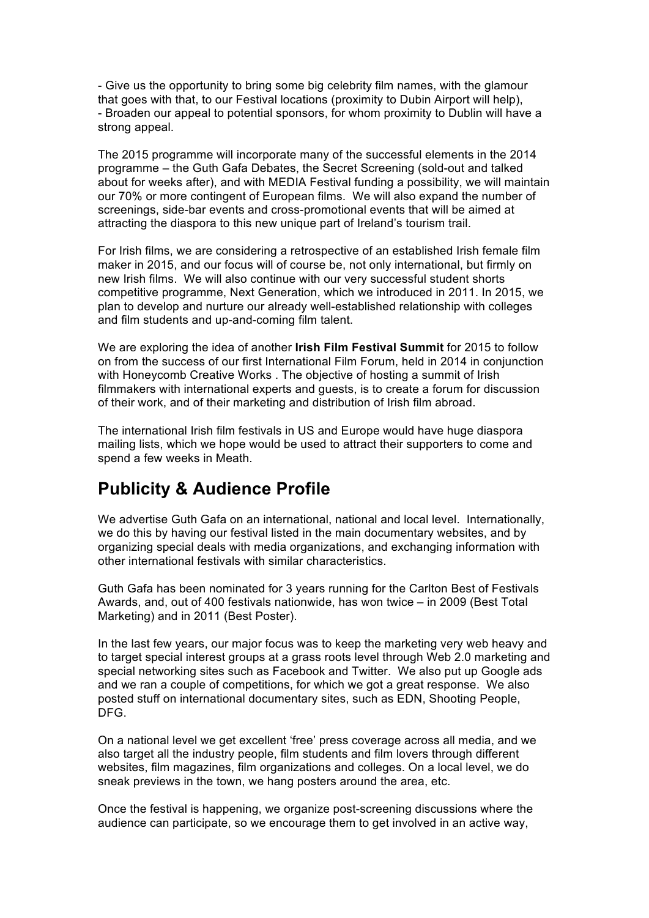- Give us the opportunity to bring some big celebrity film names, with the glamour that goes with that, to our Festival locations (proximity to Dubin Airport will help),
- Broaden our appeal to potential sponsors, for whom proximity to Dublin will have a strong appeal.

The 2015 programme will incorporate many of the successful elements in the 2014 programme – the Guth Gafa Debates, the Secret Screening (sold-out and talked about for weeks after), and with MEDIA Festival funding a possibility, we will maintain our 70% or more contingent of European films. We will also expand the number of screenings, side-bar events and cross-promotional events that will be aimed at attracting the diaspora to this new unique part of Ireland's tourism trail.

For Irish films, we are considering a retrospective of an established Irish female film maker in 2015, and our focus will of course be, not only international, but firmly on new Irish films. We will also continue with our very successful student shorts competitive programme, Next Generation, which we introduced in 2011. In 2015, we plan to develop and nurture our already well-established relationship with colleges and film students and up-and-coming film talent.

We are exploring the idea of another **Irish Film Festival Summit** for 2015 to follow on from the success of our first International Film Forum, held in 2014 in conjunction with Honeycomb Creative Works . The objective of hosting a summit of Irish filmmakers with international experts and guests, is to create a forum for discussion of their work, and of their marketing and distribution of Irish film abroad.

The international Irish film festivals in US and Europe would have huge diaspora mailing lists, which we hope would be used to attract their supporters to come and spend a few weeks in Meath.

## Publicity & Audience Profile

We advertise Guth Gafa on an international, national and local level. Internationally, we do this by having our festival listed in the main documentary websites, and by organizing special deals with media organizations, and exchanging information with other international festivals with similar characteristics.

Guth Gafa has been nominated for 3 years running for the Carlton Best of Festivals Awards, and, out of 400 festivals nationwide, has won twice – in 2009 (Best Total Marketing) and in 2011 (Best Poster).

In the last few years, our major focus was to keep the marketing very web heavy and to target special interest groups at a grass roots level through Web 2.0 marketing and special networking sites such as Facebook and Twitter. We also put up Google ads and we ran a couple of competitions, for which we got a great response. We also posted stuff on international documentary sites, such as EDN, Shooting People, DFG.

On a national level we get excellent 'free' press coverage across all media, and we also target all the industry people, film students and film lovers through different websites, film magazines, film organizations and colleges. On a local level, we do sneak previews in the town, we hang posters around the area, etc.

Once the festival is happening, we organize post-screening discussions where the audience can participate, so we encourage them to get involved in an active way,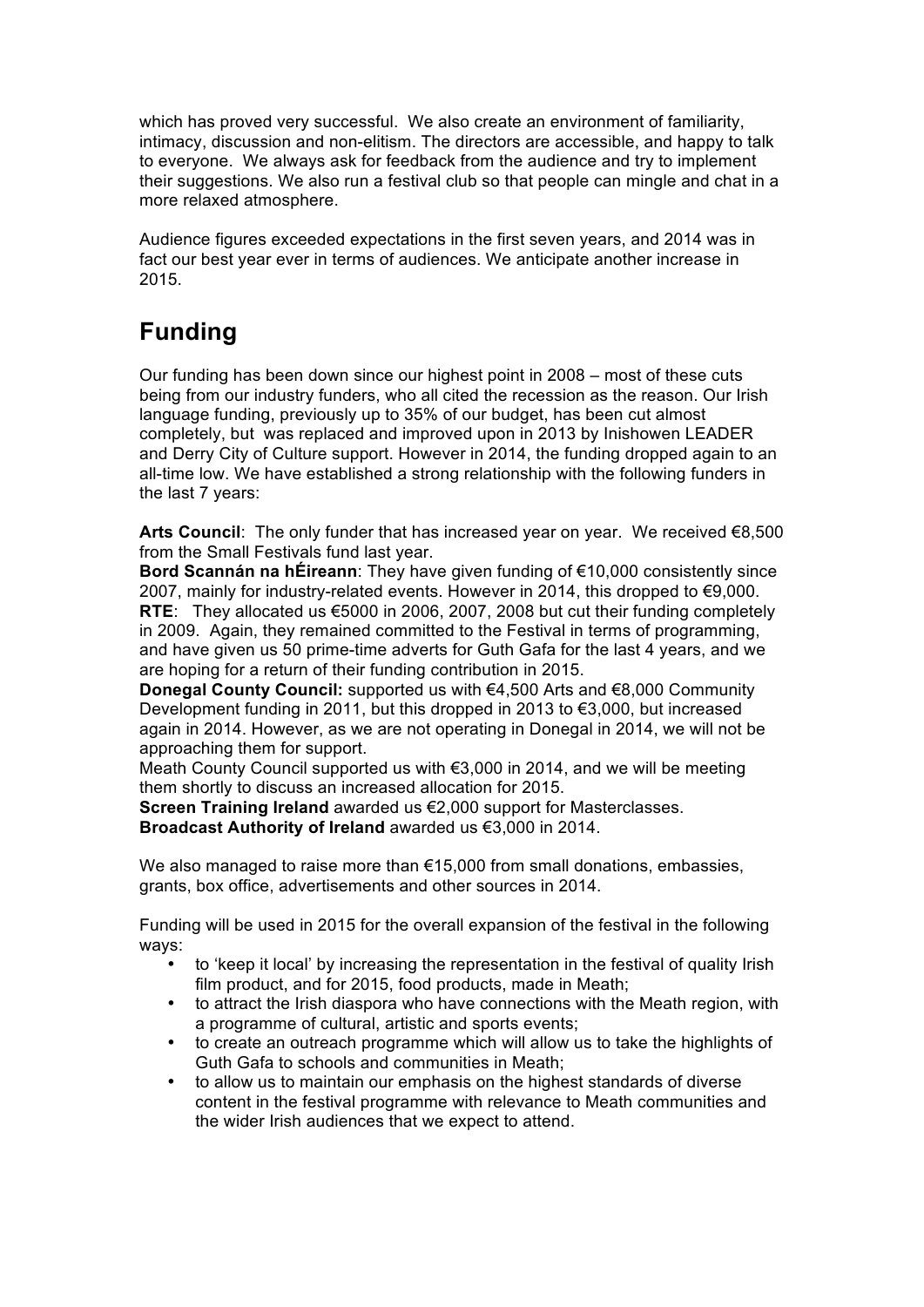which has proved very successful. We also create an environment of familiarity, intimacy, discussion and non-elitism. The directors are accessible, and happy to talk to everyone. We always ask for feedback from the audience and try to implement their suggestions. We also run a festival club so that people can mingle and chat in a more relaxed atmosphere.

Audience figures exceeded expectations in the first seven years, and 2014 was in fact our best year ever in terms of audiences. We anticipate another increase in 2015.

## Funding

Our funding has been down since our highest point in 2008 – most of these cuts being from our industry funders, who all cited the recession as the reason. Our Irish language funding, previously up to 35% of our budget, has been cut almost completely, but was replaced and improved upon in 2013 by Inishowen LEADER and Derry City of Culture support. However in 2014, the funding dropped again to an all-time low. We have established a strong relationship with the following funders in the last 7 years:

**Arts Council**: The only funder that has increased year on year. We received €8,500 from the Small Festivals fund last year.
**Bord Scannán na hÉireann**: They have given funding of €10,000 consistently since 2007, mainly for industry-related events. However in 2014, this dropped to €9,000.
**RTE**: They allocated us €5000 in 2006, 2007, 2008 but cut their funding completely in 2009. Again, they remained committed to the Festival in terms of programming, and have given us 50 prime-time adverts for Guth Gafa for the last 4 years, and we are hoping for a return of their funding contribution in 2015.
**Donegal County Council:** supported us with €4,500 Arts and €8,000 Community Development funding in 2011, but this dropped in 2013 to €3,000, but increased again in 2014. However, as we are not operating in Donegal in 2014, we will not be approaching them for support.
Meath County Council supported us with €3,000 in 2014, and we will be meeting them shortly to discuss an increased allocation for 2015.
**Screen Training Ireland** awarded us €2,000 support for Masterclasses.
**Broadcast Authority of Ireland** awarded us €3,000 in 2014.

We also managed to raise more than €15,000 from small donations, embassies, grants, box office, advertisements and other sources in 2014.

Funding will be used in 2015 for the overall expansion of the festival in the following ways:

- to 'keep it local' by increasing the representation in the festival of quality Irish film product, and for 2015, food products, made in Meath;
- to attract the Irish diaspora who have connections with the Meath region, with a programme of cultural, artistic and sports events;
- to create an outreach programme which will allow us to take the highlights of Guth Gafa to schools and communities in Meath;
- to allow us to maintain our emphasis on the highest standards of diverse content in the festival programme with relevance to Meath communities and the wider Irish audiences that we expect to attend.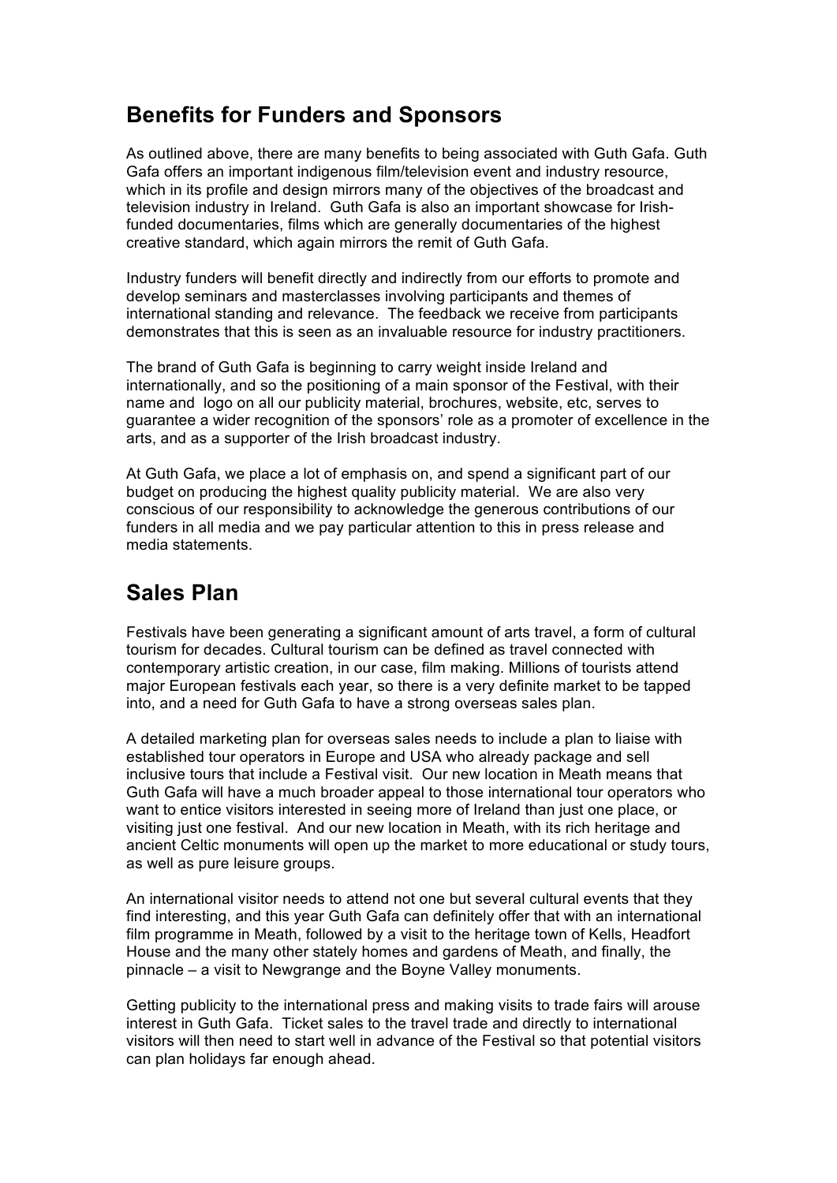## Benefits for Funders and Sponsors

As outlined above, there are many benefits to being associated with Guth Gafa. Guth Gafa offers an important indigenous film/television event and industry resource, which in its profile and design mirrors many of the objectives of the broadcast and television industry in Ireland. Guth Gafa is also an important showcase for Irish-funded documentaries, films which are generally documentaries of the highest creative standard, which again mirrors the remit of Guth Gafa.

Industry funders will benefit directly and indirectly from our efforts to promote and develop seminars and masterclasses involving participants and themes of international standing and relevance. The feedback we receive from participants demonstrates that this is seen as an invaluable resource for industry practitioners.

The brand of Guth Gafa is beginning to carry weight inside Ireland and internationally, and so the positioning of a main sponsor of the Festival, with their name and logo on all our publicity material, brochures, website, etc, serves to guarantee a wider recognition of the sponsors' role as a promoter of excellence in the arts, and as a supporter of the Irish broadcast industry.

At Guth Gafa, we place a lot of emphasis on, and spend a significant part of our budget on producing the highest quality publicity material. We are also very conscious of our responsibility to acknowledge the generous contributions of our funders in all media and we pay particular attention to this in press release and media statements.

## Sales Plan

Festivals have been generating a significant amount of arts travel, a form of cultural tourism for decades. Cultural tourism can be defined as travel connected with contemporary artistic creation, in our case, film making. Millions of tourists attend major European festivals each year, so there is a very definite market to be tapped into, and a need for Guth Gafa to have a strong overseas sales plan.

A detailed marketing plan for overseas sales needs to include a plan to liaise with established tour operators in Europe and USA who already package and sell inclusive tours that include a Festival visit. Our new location in Meath means that Guth Gafa will have a much broader appeal to those international tour operators who want to entice visitors interested in seeing more of Ireland than just one place, or visiting just one festival. And our new location in Meath, with its rich heritage and ancient Celtic monuments will open up the market to more educational or study tours, as well as pure leisure groups.

An international visitor needs to attend not one but several cultural events that they find interesting, and this year Guth Gafa can definitely offer that with an international film programme in Meath, followed by a visit to the heritage town of Kells, Headfort House and the many other stately homes and gardens of Meath, and finally, the pinnacle – a visit to Newgrange and the Boyne Valley monuments.

Getting publicity to the international press and making visits to trade fairs will arouse interest in Guth Gafa. Ticket sales to the travel trade and directly to international visitors will then need to start well in advance of the Festival so that potential visitors can plan holidays far enough ahead.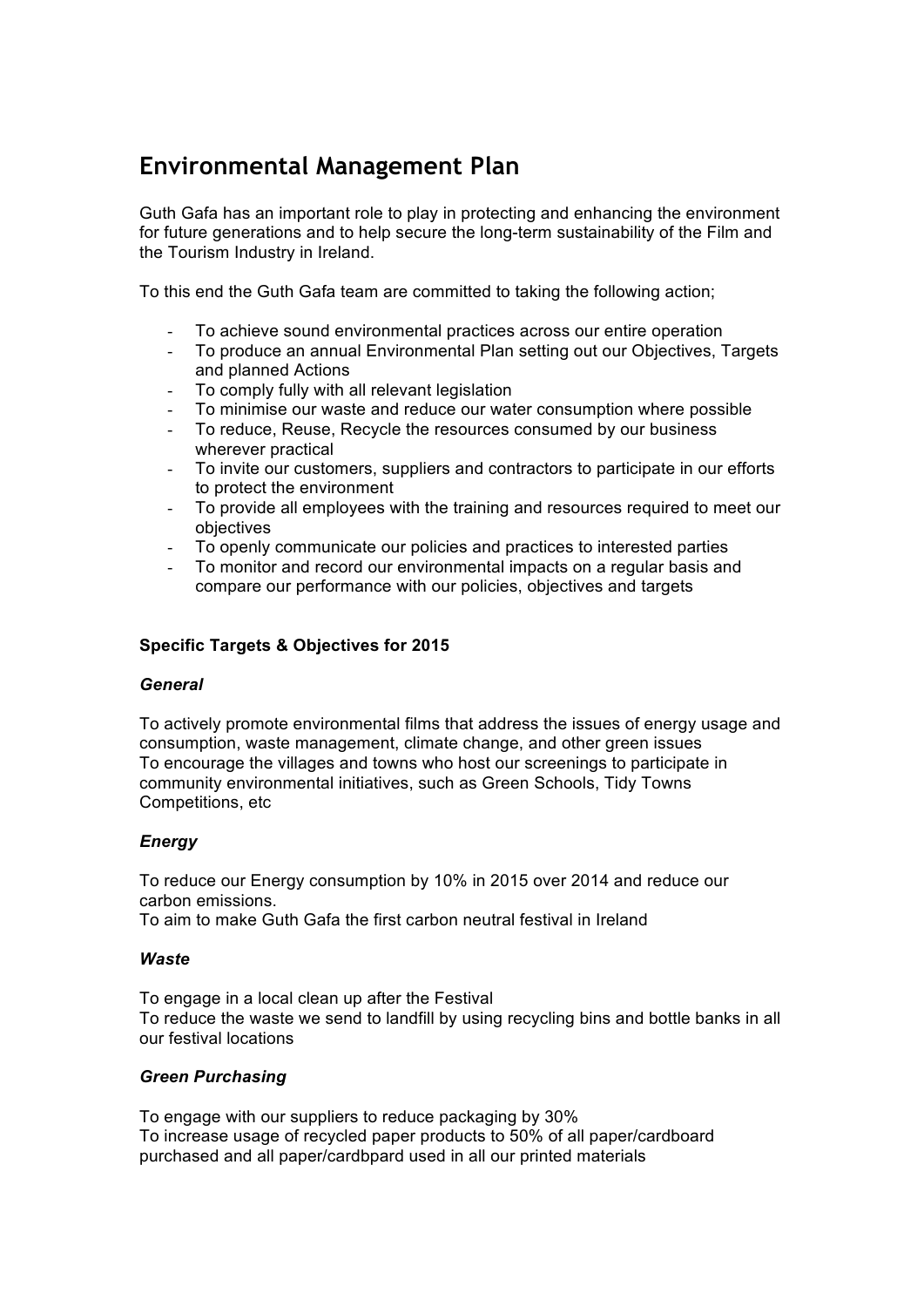# Environmental Management Plan

Guth Gafa has an important role to play in protecting and enhancing the environment for future generations and to help secure the long-term sustainability of the Film and the Tourism Industry in Ireland.

To this end the Guth Gafa team are committed to taking the following action;

- To achieve sound environmental practices across our entire operation
- To produce an annual Environmental Plan setting out our Objectives, Targets and planned Actions
- To comply fully with all relevant legislation
- To minimise our waste and reduce our water consumption where possible
- To reduce, Reuse, Recycle the resources consumed by our business wherever practical
- To invite our customers, suppliers and contractors to participate in our efforts to protect the environment
- To provide all employees with the training and resources required to meet our objectives
- To openly communicate our policies and practices to interested parties
- To monitor and record our environmental impacts on a regular basis and compare our performance with our policies, objectives and targets

**Specific Targets & Objectives for 2015**

***General***

To actively promote environmental films that address the issues of energy usage and consumption, waste management, climate change, and other green issues
To encourage the villages and towns who host our screenings to participate in community environmental initiatives, such as Green Schools, Tidy Towns Competitions, etc

***Energy***

To reduce our Energy consumption by 10% in 2015 over 2014 and reduce our carbon emissions.
To aim to make Guth Gafa the first carbon neutral festival in Ireland

***Waste***

To engage in a local clean up after the Festival
To reduce the waste we send to landfill by using recycling bins and bottle banks in all our festival locations

***Green Purchasing***

To engage with our suppliers to reduce packaging by 30%
To increase usage of recycled paper products to 50% of all paper/cardboard purchased and all paper/cardbpard used in all our printed materials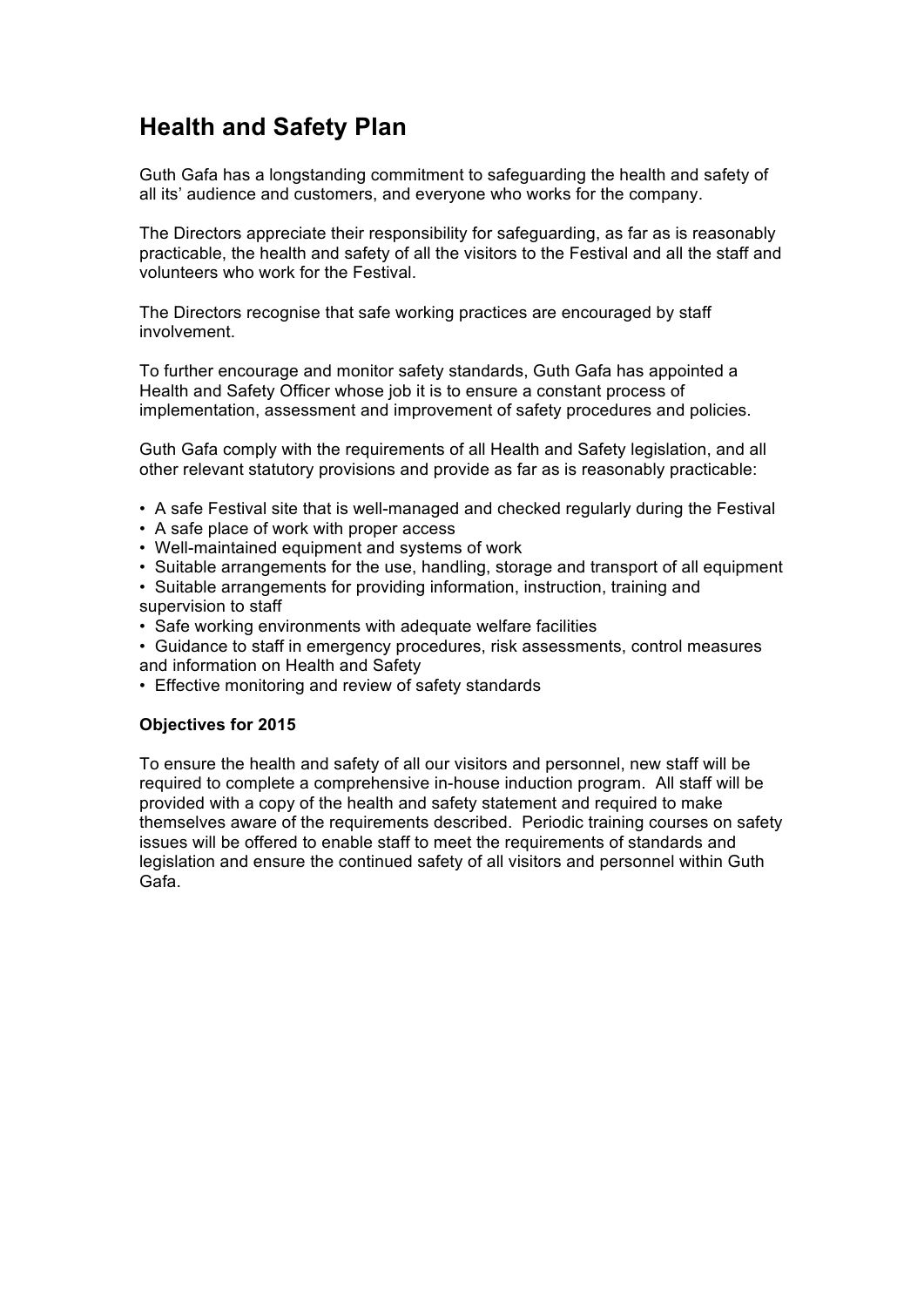# Health and Safety Plan

Guth Gafa has a longstanding commitment to safeguarding the health and safety of all its' audience and customers, and everyone who works for the company.

The Directors appreciate their responsibility for safeguarding, as far as is reasonably practicable, the health and safety of all the visitors to the Festival and all the staff and volunteers who work for the Festival.

The Directors recognise that safe working practices are encouraged by staff involvement.

To further encourage and monitor safety standards, Guth Gafa has appointed a Health and Safety Officer whose job it is to ensure a constant process of implementation, assessment and improvement of safety procedures and policies.

Guth Gafa comply with the requirements of all Health and Safety legislation, and all other relevant statutory provisions and provide as far as is reasonably practicable:

- A safe Festival site that is well-managed and checked regularly during the Festival
- A safe place of work with proper access
- Well-maintained equipment and systems of work
- Suitable arrangements for the use, handling, storage and transport of all equipment
- Suitable arrangements for providing information, instruction, training and supervision to staff
- Safe working environments with adequate welfare facilities
- Guidance to staff in emergency procedures, risk assessments, control measures and information on Health and Safety
- Effective monitoring and review of safety standards

**Objectives for 2015**

To ensure the health and safety of all our visitors and personnel, new staff will be required to complete a comprehensive in-house induction program. All staff will be provided with a copy of the health and safety statement and required to make themselves aware of the requirements described. Periodic training courses on safety issues will be offered to enable staff to meet the requirements of standards and legislation and ensure the continued safety of all visitors and personnel within Guth Gafa.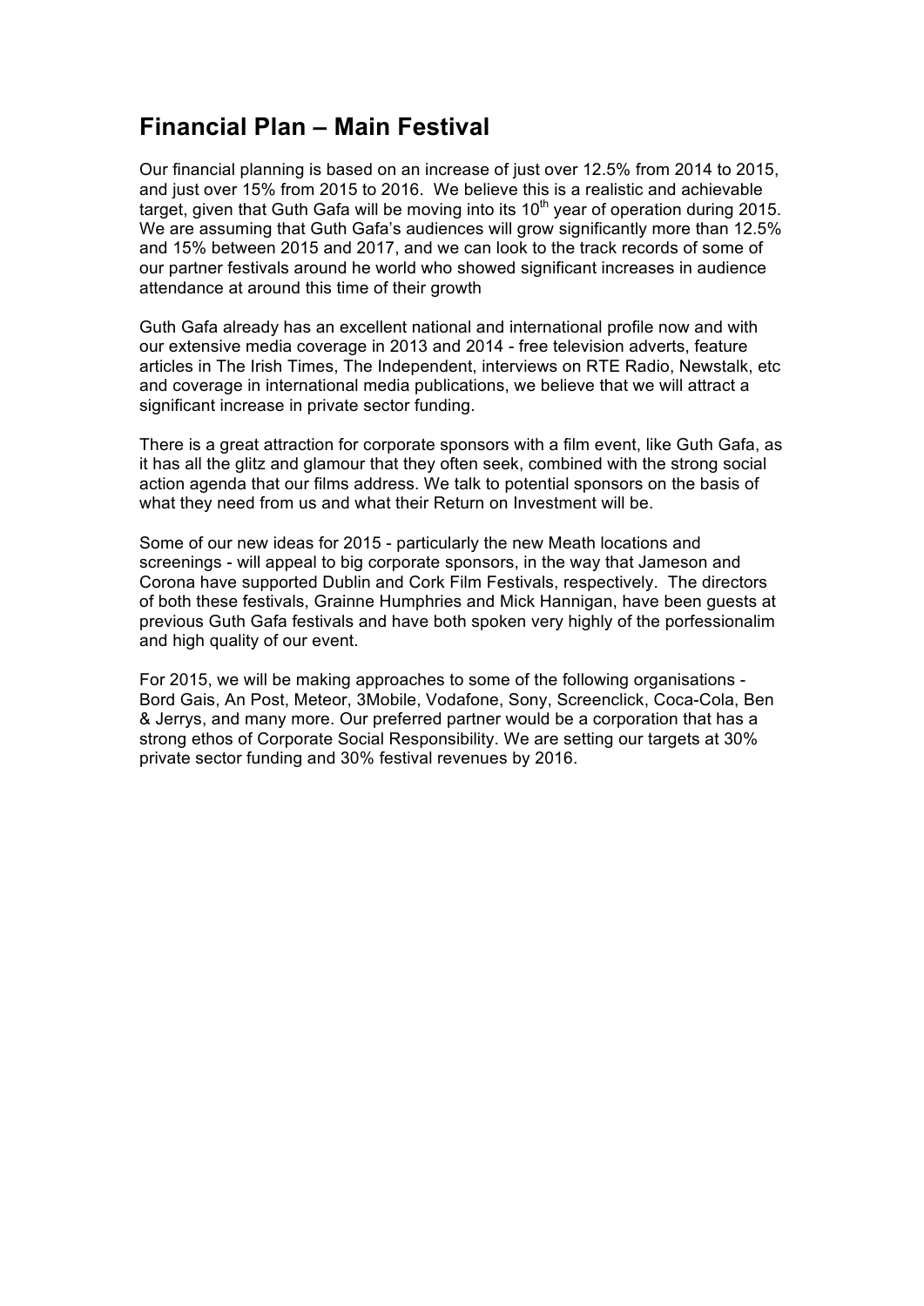# Financial Plan – Main Festival

Our financial planning is based on an increase of just over 12.5% from 2014 to 2015, and just over 15% from 2015 to 2016. We believe this is a realistic and achievable target, given that Guth Gafa will be moving into its 10th year of operation during 2015. We are assuming that Guth Gafa's audiences will grow significantly more than 12.5% and 15% between 2015 and 2017, and we can look to the track records of some of our partner festivals around he world who showed significant increases in audience attendance at around this time of their growth

Guth Gafa already has an excellent national and international profile now and with our extensive media coverage in 2013 and 2014 - free television adverts, feature articles in The Irish Times, The Independent, interviews on RTE Radio, Newstalk, etc and coverage in international media publications, we believe that we will attract a significant increase in private sector funding.

There is a great attraction for corporate sponsors with a film event, like Guth Gafa, as it has all the glitz and glamour that they often seek, combined with the strong social action agenda that our films address. We talk to potential sponsors on the basis of what they need from us and what their Return on Investment will be.

Some of our new ideas for 2015 - particularly the new Meath locations and screenings - will appeal to big corporate sponsors, in the way that Jameson and Corona have supported Dublin and Cork Film Festivals, respectively. The directors of both these festivals, Grainne Humphries and Mick Hannigan, have been guests at previous Guth Gafa festivals and have both spoken very highly of the porfessionalim and high quality of our event.

For 2015, we will be making approaches to some of the following organisations - Bord Gais, An Post, Meteor, 3Mobile, Vodafone, Sony, Screenclick, Coca-Cola, Ben & Jerrys, and many more. Our preferred partner would be a corporation that has a strong ethos of Corporate Social Responsibility. We are setting our targets at 30% private sector funding and 30% festival revenues by 2016.